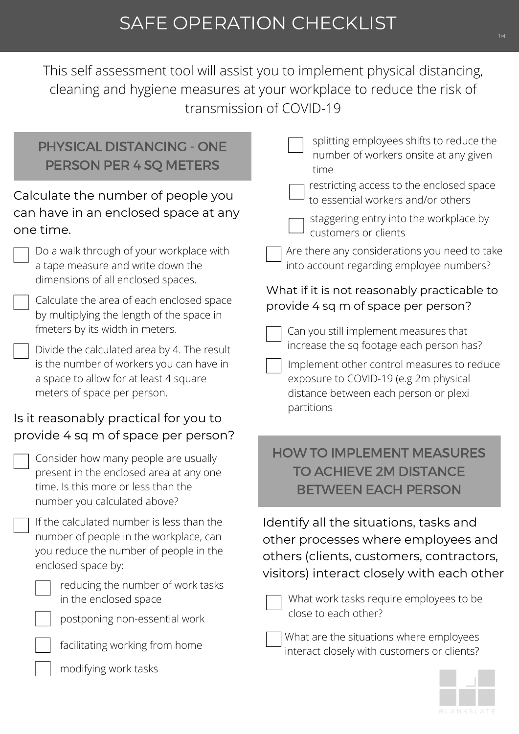# SAFE OPERATION CHECKLIST

This self assessment tool will assist you to implement physical distancing, cleaning and hygiene measures at your workplace to reduce the risk of transmission of COVID-19

## PHYSICAL DISTANCING - ONE PERSON PER 4 SQ METERS

### Calculate the number of people you can have in an enclosed space at any one time.

- [ ] Do a walk through of your workplace with a tape measure and write down the dimensions of all enclosed spaces.
- [ ] Calculate the area of each enclosed space by multiplying the length of the space in fmeters by its width in meters.
- [ ] Divide the calculated area by 4. The result is the number of workers you can have in a space to allow for at least 4 square meters of space per person.

### Is it reasonably practical for you to provide 4 sq m of space per person?

- [ ] Consider how many people are usually present in the enclosed area at any one time. Is this more or less than the number you calculated above?
- [ ] If the calculated number is less than the number of people in the workplace, can you reduce the number of people in the enclosed space by:
  - [ ] reducing the number of work tasks in the enclosed space
  - [ ] postponing non-essential work
  - [ ] facilitating working from home
  - [ ] modifying work tasks
  - [ ] splitting employees shifts to reduce the number of workers onsite at any given time
  - [ ] restricting access to the enclosed space to essential workers and/or others
  - [ ] staggering entry into the workplace by customers or clients
- [ ] Are there any considerations you need to take into account regarding employee numbers?

### What if it is not reasonably practicable to provide 4 sq m of space per person?

- [ ] Can you still implement measures that increase the sq footage each person has?
- [ ] Implement other control measures to reduce exposure to COVID-19 (e.g 2m physical distance between each person or plexi partitions

## HOW TO IMPLEMENT MEASURES TO ACHIEVE 2M DISTANCE BETWEEN EACH PERSON

### Identify all the situations, tasks and other processes where employees and others (clients, customers, contractors, visitors) interact closely with each other

- [ ] What work tasks require employees to be close to each other?
- [ ] What are the situations where employees interact closely with customers or clients?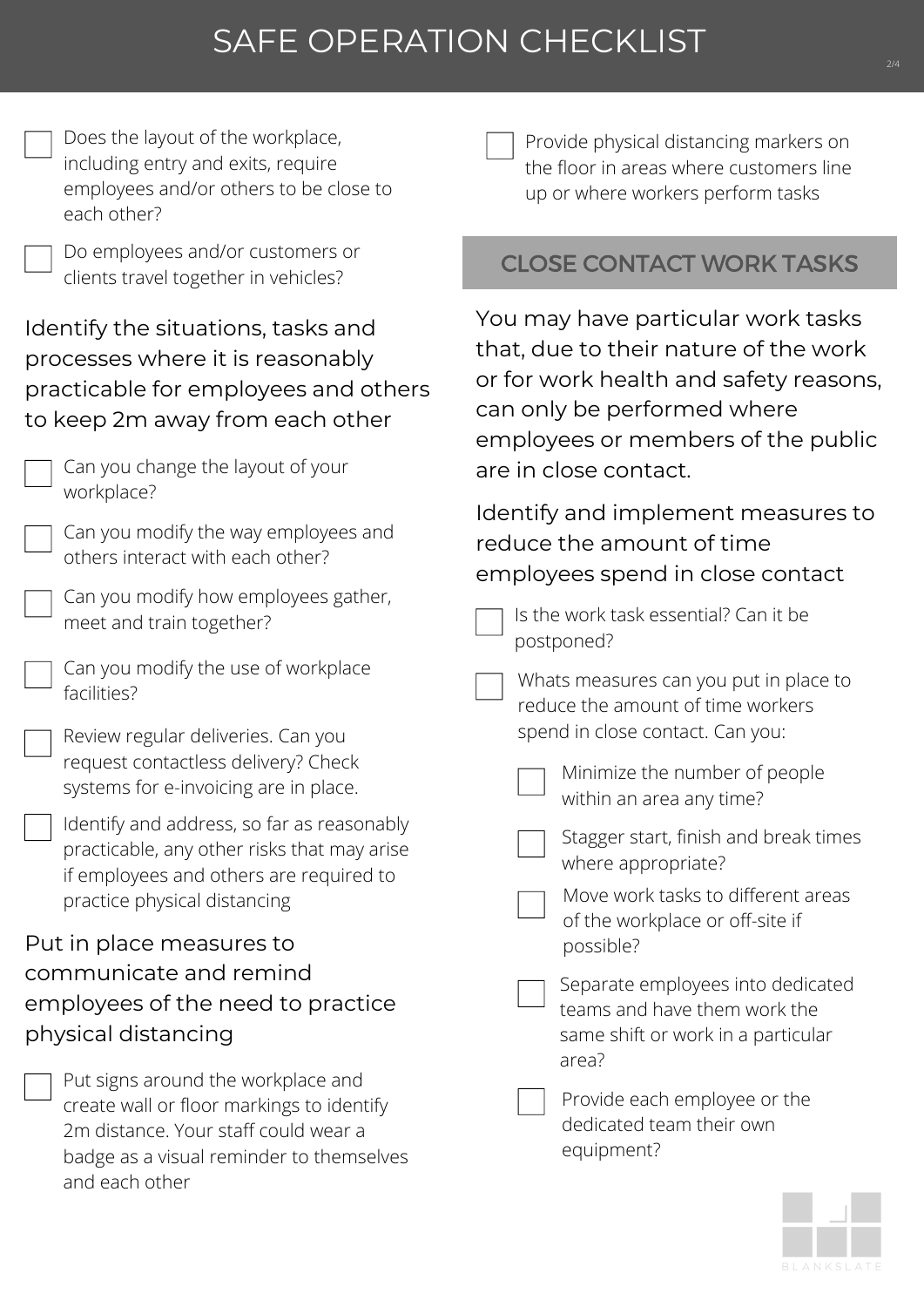# SAFE OPERATION CHECKLIST

- [ ] Does the layout of the workplace, including entry and exits, require employees and/or others to be close to each other?
- [ ] Do employees and/or customers or clients travel together in vehicles?

Identify the situations, tasks and processes where it is reasonably practicable for employees and others to keep 2m away from each other

- [ ] Can you change the layout of your workplace?
- [ ] Can you modify the way employees and others interact with each other?
- [ ] Can you modify how employees gather, meet and train together?
- [ ] Can you modify the use of workplace facilities?
- [ ] Review regular deliveries. Can you request contactless delivery? Check systems for e-invoicing are in place.
- [ ] Identify and address, so far as reasonably practicable, any other risks that may arise if employees and others are required to practice physical distancing

Put in place measures to communicate and remind employees of the need to practice physical distancing

- [ ] Put signs around the workplace and create wall or floor markings to identify 2m distance. Your staff could wear a badge as a visual reminder to themselves and each other
- [ ] Provide physical distancing markers on the floor in areas where customers line up or where workers perform tasks

## CLOSE CONTACT WORK TASKS

You may have particular work tasks that, due to their nature of the work or for work health and safety reasons, can only be performed where employees or members of the public are in close contact.

Identify and implement measures to reduce the amount of time employees spend in close contact

- [ ] Is the work task essential? Can it be postponed?
- [ ] Whats measures can you put in place to reduce the amount of time workers spend in close contact. Can you:
  - [ ] Minimize the number of people within an area any time?
  - [ ] Stagger start, finish and break times where appropriate?
  - [ ] Move work tasks to different areas of the workplace or off-site if possible?
  - [ ] Separate employees into dedicated teams and have them work the same shift or work in a particular area?
  - [ ] Provide each employee or the dedicated team their own equipment?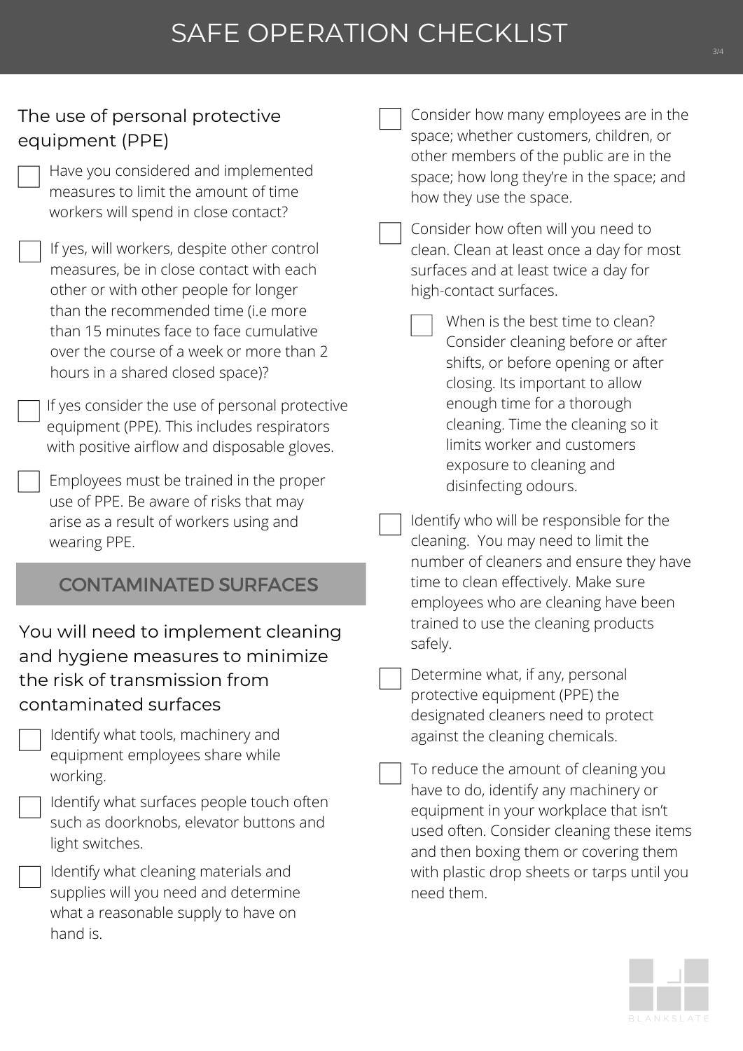# SAFE OPERATION CHECKLIST

## The use of personal protective equipment (PPE)

- [ ] Have you considered and implemented measures to limit the amount of time workers will spend in close contact?
- [ ] If yes, will workers, despite other control measures, be in close contact with each other or with other people for longer than the recommended time (i.e more than 15 minutes face to face cumulative over the course of a week or more than 2 hours in a shared closed space)?
- [ ] If yes consider the use of personal protective equipment (PPE). This includes respirators with positive airflow and disposable gloves.
- [ ] Employees must be trained in the proper use of PPE. Be aware of risks that may arise as a result of workers using and wearing PPE.

## CONTAMINATED SURFACES

### You will need to implement cleaning and hygiene measures to minimize the risk of transmission from contaminated surfaces

- [ ] Identify what tools, machinery and equipment employees share while working.
- [ ] Identify what surfaces people touch often such as doorknobs, elevator buttons and light switches.
- [ ] Identify what cleaning materials and supplies will you need and determine what a reasonable supply to have on hand is.
- [ ] Consider how many employees are in the space; whether customers, children, or other members of the public are in the space; how long they're in the space; and how they use the space.
- [ ] Consider how often will you need to clean. Clean at least once a day for most surfaces and at least twice a day for high-contact surfaces.
  - [ ] When is the best time to clean? Consider cleaning before or after shifts, or before opening or after closing. Its important to allow enough time for a thorough cleaning. Time the cleaning so it limits worker and customers exposure to cleaning and disinfecting odours.
- [ ] Identify who will be responsible for the cleaning. You may need to limit the number of cleaners and ensure they have time to clean effectively. Make sure employees who are cleaning have been trained to use the cleaning products safely.
- [ ] Determine what, if any, personal protective equipment (PPE) the designated cleaners need to protect against the cleaning chemicals.
- [ ] To reduce the amount of cleaning you have to do, identify any machinery or equipment in your workplace that isn't used often. Consider cleaning these items and then boxing them or covering them with plastic drop sheets or tarps until you need them.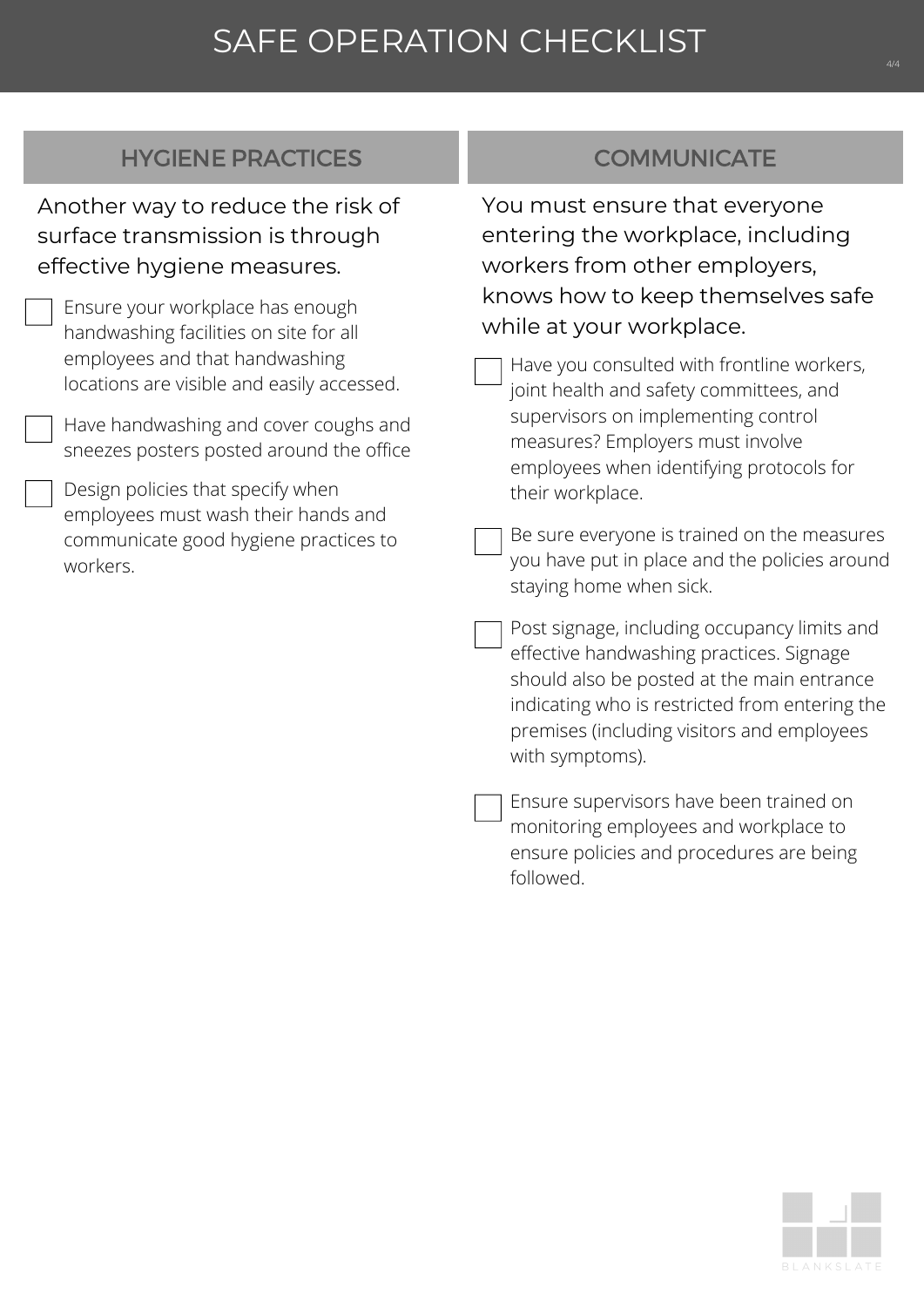# SAFE OPERATION CHECKLIST

## HYGIENE PRACTICES

Another way to reduce the risk of surface transmission is through effective hygiene measures.

- [ ] Ensure your workplace has enough handwashing facilities on site for all employees and that handwashing locations are visible and easily accessed.
- [ ] Have handwashing and cover coughs and sneezes posters posted around the office
- [ ] Design policies that specify when employees must wash their hands and communicate good hygiene practices to workers.

## COMMUNICATE

You must ensure that everyone entering the workplace, including workers from other employers, knows how to keep themselves safe while at your workplace.

- [ ] Have you consulted with frontline workers, joint health and safety committees, and supervisors on implementing control measures? Employers must involve employees when identifying protocols for their workplace.
- [ ] Be sure everyone is trained on the measures you have put in place and the policies around staying home when sick.
- [ ] Post signage, including occupancy limits and effective handwashing practices. Signage should also be posted at the main entrance indicating who is restricted from entering the premises (including visitors and employees with symptoms).
- [ ] Ensure supervisors have been trained on monitoring employees and workplace to ensure policies and procedures are being followed.

BLANKSLATE